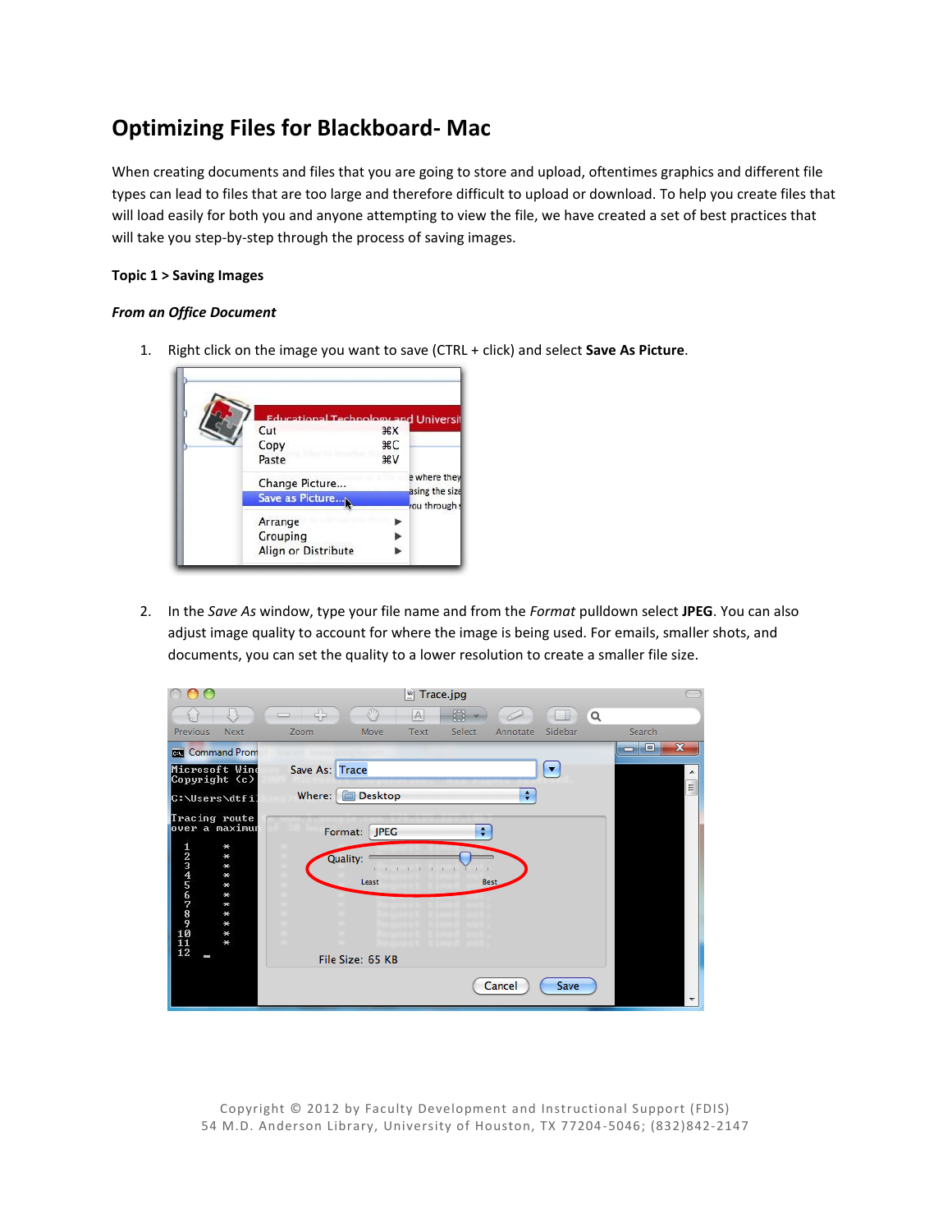# Optimizing Files for Blackboard- Mac

When creating documents and files that you are going to store and upload, oftentimes graphics and different file types can lead to files that are too large and therefore difficult to upload or download. To help you create files that will load easily for both you and anyone attempting to view the file, we have created a set of best practices that will take you step-by-step through the process of saving images.

**Topic 1 > Saving Images**

***From an Office Document***

1. Right click on the image you want to save (CTRL + click) and select **Save As Picture**.

2. In the *Save As* window, type your file name and from the *Format* pulldown select **JPEG**. You can also adjust image quality to account for where the image is being used. For emails, smaller shots, and documents, you can set the quality to a lower resolution to create a smaller file size.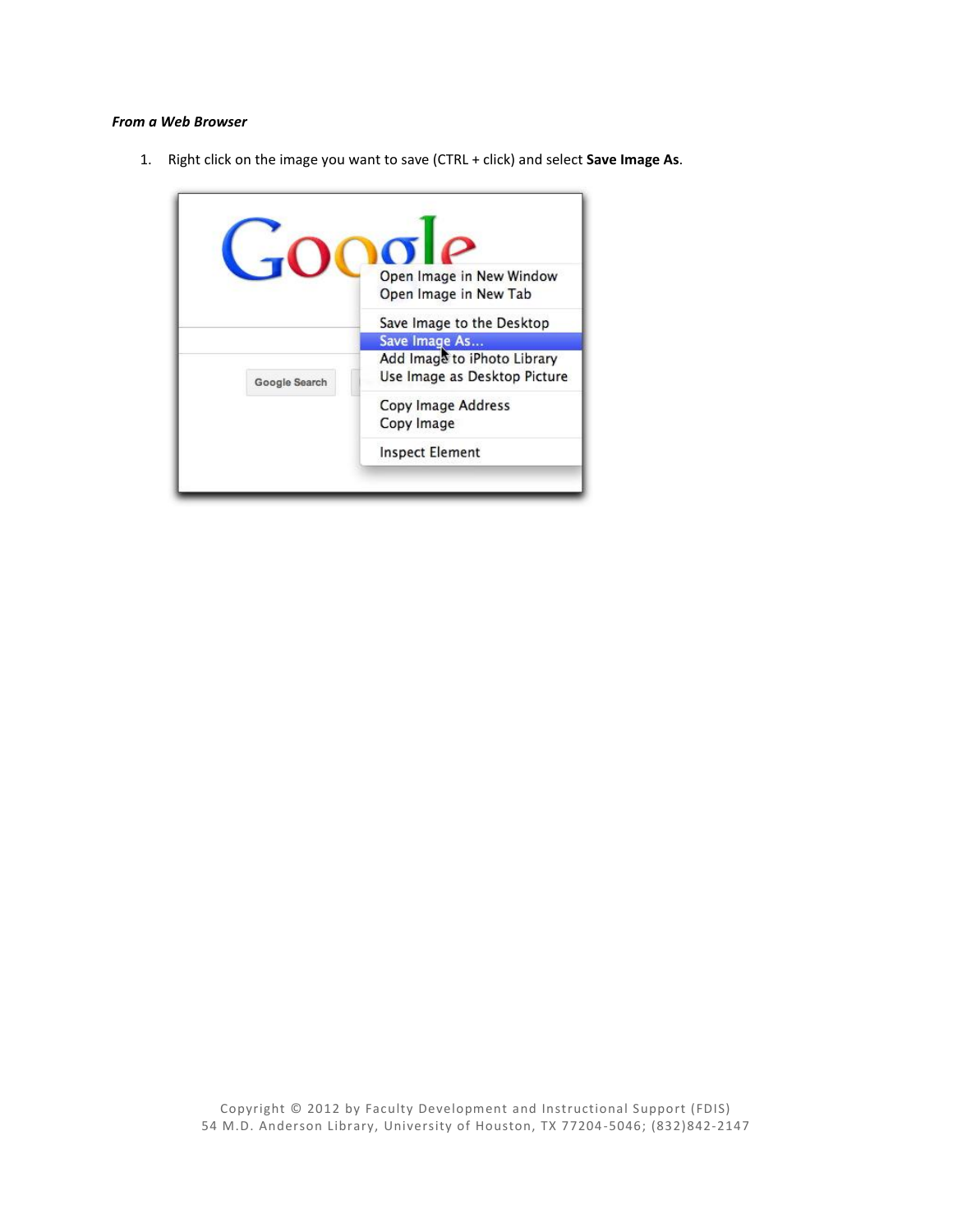***From a Web Browser***

1. Right click on the image you want to save (CTRL + click) and select **Save Image As**.

Copyright © 2012 by Faculty Development and Instructional Support (FDIS)
54 M.D. Anderson Library, University of Houston, TX 77204-5046; (832)842-2147